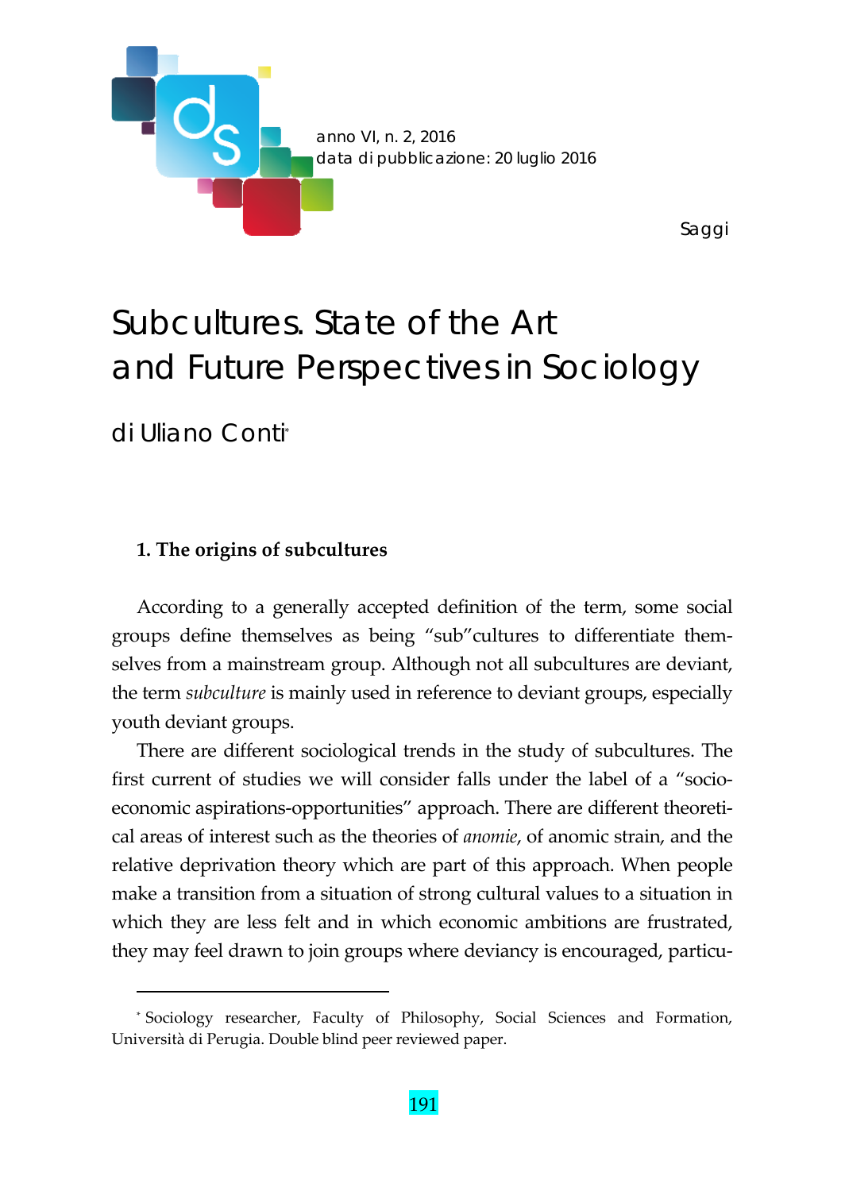Saggi

# Subcultures. State of the Art and Future Perspectives in Sociology

di Uliano Conti[*]

## 1. The origins of subcultures

According to a generally accepted definition of the term, some social groups define themselves as being "sub"cultures to differentiate themselves from a mainstream group. Although not all subcultures are deviant, the term *subculture* is mainly used in reference to deviant groups, especially youth deviant groups.

There are different sociological trends in the study of subcultures. The first current of studies we will consider falls under the label of a "socio-economic aspirations-opportunities" approach. There are different theoretical areas of interest such as the theories of *anomie*, of anomic strain, and the relative deprivation theory which are part of this approach. When people make a transition from a situation of strong cultural values to a situation in which they are less felt and in which economic ambitions are frustrated, they may feel drawn to join groups where deviancy is encouraged, particu-

---

[*] Sociology researcher, Faculty of Philosophy, Social Sciences and Formation, Università di Perugia. Double blind peer reviewed paper.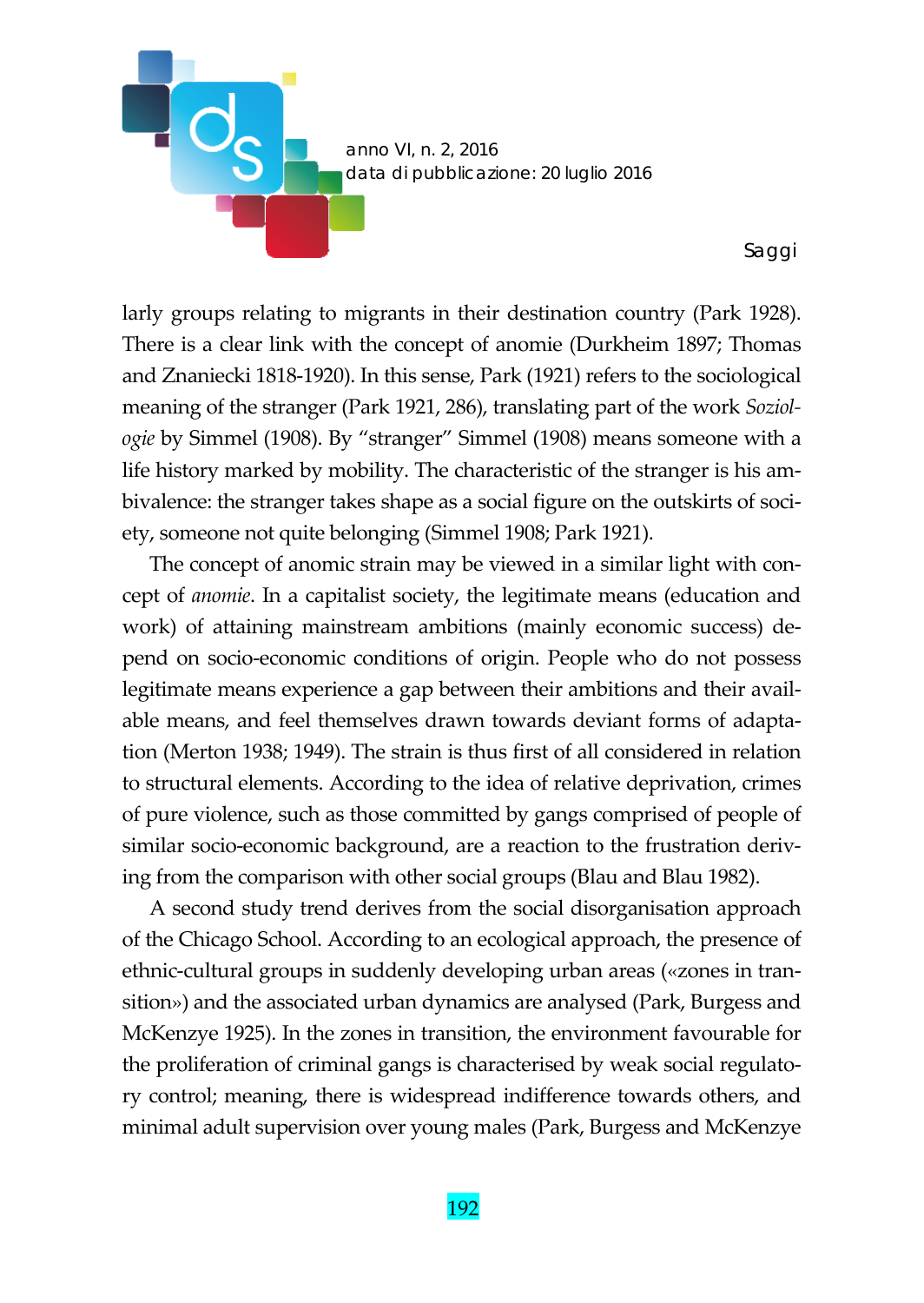larly groups relating to migrants in their destination country (Park 1928). There is a clear link with the concept of anomie (Durkheim 1897; Thomas and Znaniecki 1818-1920). In this sense, Park (1921) refers to the sociological meaning of the stranger (Park 1921, 286), translating part of the work *Soziologie* by Simmel (1908). By "stranger" Simmel (1908) means someone with a life history marked by mobility. The characteristic of the stranger is his ambivalence: the stranger takes shape as a social figure on the outskirts of society, someone not quite belonging (Simmel 1908; Park 1921).

The concept of anomic strain may be viewed in a similar light with concept of *anomie*. In a capitalist society, the legitimate means (education and work) of attaining mainstream ambitions (mainly economic success) depend on socio-economic conditions of origin. People who do not possess legitimate means experience a gap between their ambitions and their available means, and feel themselves drawn towards deviant forms of adaptation (Merton 1938; 1949). The strain is thus first of all considered in relation to structural elements. According to the idea of relative deprivation, crimes of pure violence, such as those committed by gangs comprised of people of similar socio-economic background, are a reaction to the frustration deriving from the comparison with other social groups (Blau and Blau 1982).

A second study trend derives from the social disorganisation approach of the Chicago School. According to an ecological approach, the presence of ethnic-cultural groups in suddenly developing urban areas («zones in transition») and the associated urban dynamics are analysed (Park, Burgess and McKenzye 1925). In the zones in transition, the environment favourable for the proliferation of criminal gangs is characterised by weak social regulatory control; meaning, there is widespread indifference towards others, and minimal adult supervision over young males (Park, Burgess and McKenzye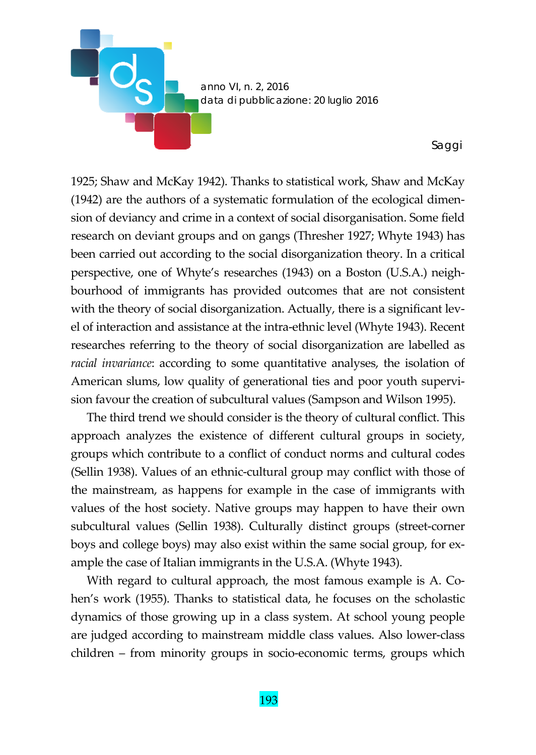1925; Shaw and McKay 1942). Thanks to statistical work, Shaw and McKay (1942) are the authors of a systematic formulation of the ecological dimension of deviancy and crime in a context of social disorganisation. Some field research on deviant groups and on gangs (Thresher 1927; Whyte 1943) has been carried out according to the social disorganization theory. In a critical perspective, one of Whyte's researches (1943) on a Boston (U.S.A.) neighbourhood of immigrants has provided outcomes that are not consistent with the theory of social disorganization. Actually, there is a significant level of interaction and assistance at the intra-ethnic level (Whyte 1943). Recent researches referring to the theory of social disorganization are labelled as *racial invariance*: according to some quantitative analyses, the isolation of American slums, low quality of generational ties and poor youth supervision favour the creation of subcultural values (Sampson and Wilson 1995).

The third trend we should consider is the theory of cultural conflict. This approach analyzes the existence of different cultural groups in society, groups which contribute to a conflict of conduct norms and cultural codes (Sellin 1938). Values of an ethnic-cultural group may conflict with those of the mainstream, as happens for example in the case of immigrants with values of the host society. Native groups may happen to have their own subcultural values (Sellin 1938). Culturally distinct groups (street-corner boys and college boys) may also exist within the same social group, for example the case of Italian immigrants in the U.S.A. (Whyte 1943).

With regard to cultural approach, the most famous example is A. Cohen's work (1955). Thanks to statistical data, he focuses on the scholastic dynamics of those growing up in a class system. At school young people are judged according to mainstream middle class values. Also lower-class children – from minority groups in socio-economic terms, groups which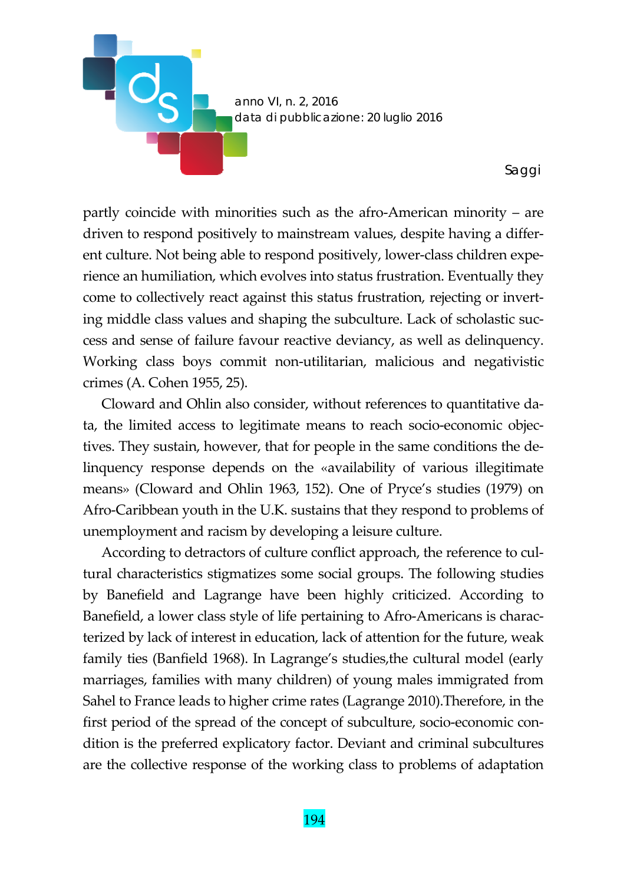partly coincide with minorities such as the afro-American minority – are driven to respond positively to mainstream values, despite having a different culture. Not being able to respond positively, lower-class children experience an humiliation, which evolves into status frustration. Eventually they come to collectively react against this status frustration, rejecting or inverting middle class values and shaping the subculture. Lack of scholastic success and sense of failure favour reactive deviancy, as well as delinquency. Working class boys commit non-utilitarian, malicious and negativistic crimes (A. Cohen 1955, 25).

Cloward and Ohlin also consider, without references to quantitative data, the limited access to legitimate means to reach socio-economic objectives. They sustain, however, that for people in the same conditions the delinquency response depends on the «availability of various illegitimate means» (Cloward and Ohlin 1963, 152). One of Pryce's studies (1979) on Afro-Caribbean youth in the U.K. sustains that they respond to problems of unemployment and racism by developing a leisure culture.

According to detractors of culture conflict approach, the reference to cultural characteristics stigmatizes some social groups. The following studies by Banefield and Lagrange have been highly criticized. According to Banefield, a lower class style of life pertaining to Afro-Americans is characterized by lack of interest in education, lack of attention for the future, weak family ties (Banfield 1968). In Lagrange's studies,the cultural model (early marriages, families with many children) of young males immigrated from Sahel to France leads to higher crime rates (Lagrange 2010).Therefore, in the first period of the spread of the concept of subculture, socio-economic condition is the preferred explicatory factor. Deviant and criminal subcultures are the collective response of the working class to problems of adaptation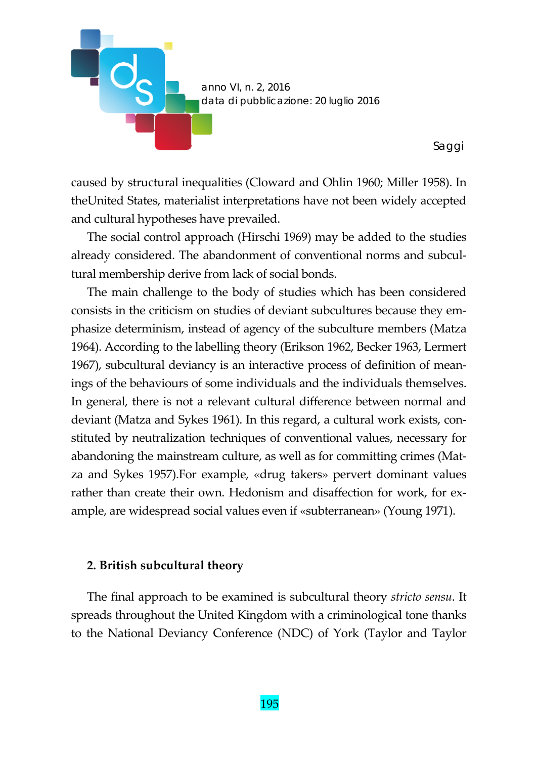caused by structural inequalities (Cloward and Ohlin 1960; Miller 1958). In theUnited States, materialist interpretations have not been widely accepted and cultural hypotheses have prevailed.

The social control approach (Hirschi 1969) may be added to the studies already considered. The abandonment of conventional norms and subcultural membership derive from lack of social bonds.

The main challenge to the body of studies which has been considered consists in the criticism on studies of deviant subcultures because they emphasize determinism, instead of agency of the subculture members (Matza 1964). According to the labelling theory (Erikson 1962, Becker 1963, Lermert 1967), subcultural deviancy is an interactive process of definition of meanings of the behaviours of some individuals and the individuals themselves. In general, there is not a relevant cultural difference between normal and deviant (Matza and Sykes 1961). In this regard, a cultural work exists, constituted by neutralization techniques of conventional values, necessary for abandoning the mainstream culture, as well as for committing crimes (Matza and Sykes 1957).For example, «drug takers» pervert dominant values rather than create their own. Hedonism and disaffection for work, for example, are widespread social values even if «subterranean» (Young 1971).

## 2. British subcultural theory

The final approach to be examined is subcultural theory *stricto sensu*. It spreads throughout the United Kingdom with a criminological tone thanks to the National Deviancy Conference (NDC) of York (Taylor and Taylor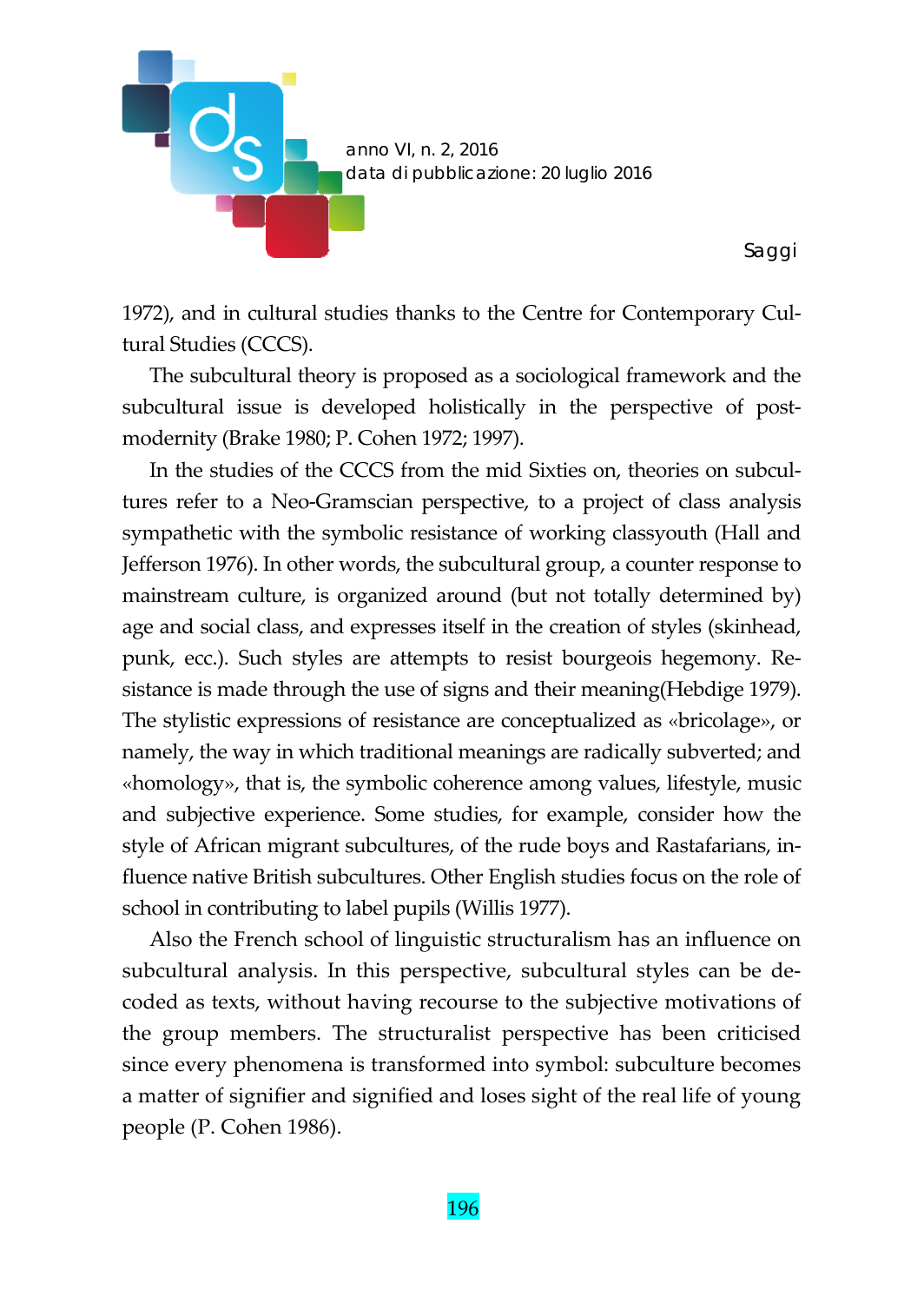1972), and in cultural studies thanks to the Centre for Contemporary Cultural Studies (CCCS).

The subcultural theory is proposed as a sociological framework and the subcultural issue is developed holistically in the perspective of post-modernity (Brake 1980; P. Cohen 1972; 1997).

In the studies of the CCCS from the mid Sixties on, theories on subcultures refer to a Neo-Gramscian perspective, to a project of class analysis sympathetic with the symbolic resistance of working classyouth (Hall and Jefferson 1976). In other words, the subcultural group, a counter response to mainstream culture, is organized around (but not totally determined by) age and social class, and expresses itself in the creation of styles (skinhead, punk, ecc.). Such styles are attempts to resist bourgeois hegemony. Resistance is made through the use of signs and their meaning(Hebdige 1979). The stylistic expressions of resistance are conceptualized as «bricolage», or namely, the way in which traditional meanings are radically subverted; and «homology», that is, the symbolic coherence among values, lifestyle, music and subjective experience. Some studies, for example, consider how the style of African migrant subcultures, of the rude boys and Rastafarians, influence native British subcultures. Other English studies focus on the role of school in contributing to label pupils (Willis 1977).

Also the French school of linguistic structuralism has an influence on subcultural analysis. In this perspective, subcultural styles can be decoded as texts, without having recourse to the subjective motivations of the group members. The structuralist perspective has been criticised since every phenomena is transformed into symbol: subculture becomes a matter of signifier and signified and loses sight of the real life of young people (P. Cohen 1986).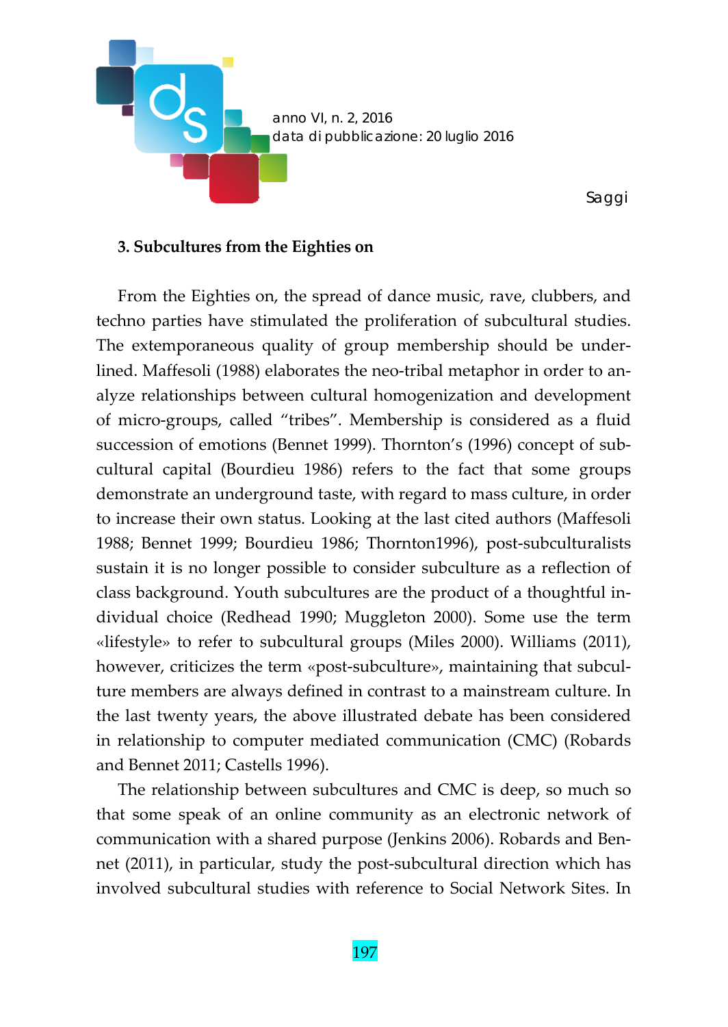### 3. Subcultures from the Eighties on

From the Eighties on, the spread of dance music, rave, clubbers, and techno parties have stimulated the proliferation of subcultural studies. The extemporaneous quality of group membership should be underlined. Maffesoli (1988) elaborates the neo-tribal metaphor in order to analyze relationships between cultural homogenization and development of micro-groups, called "tribes". Membership is considered as a fluid succession of emotions (Bennet 1999). Thornton's (1996) concept of subcultural capital (Bourdieu 1986) refers to the fact that some groups demonstrate an underground taste, with regard to mass culture, in order to increase their own status. Looking at the last cited authors (Maffesoli 1988; Bennet 1999; Bourdieu 1986; Thornton1996), post-subculturalists sustain it is no longer possible to consider subculture as a reflection of class background. Youth subcultures are the product of a thoughtful individual choice (Redhead 1990; Muggleton 2000). Some use the term «lifestyle» to refer to subcultural groups (Miles 2000). Williams (2011), however, criticizes the term «post-subculture», maintaining that subculture members are always defined in contrast to a mainstream culture. In the last twenty years, the above illustrated debate has been considered in relationship to computer mediated communication (CMC) (Robards and Bennet 2011; Castells 1996).

The relationship between subcultures and CMC is deep, so much so that some speak of an online community as an electronic network of communication with a shared purpose (Jenkins 2006). Robards and Bennet (2011), in particular, study the post-subcultural direction which has involved subcultural studies with reference to Social Network Sites. In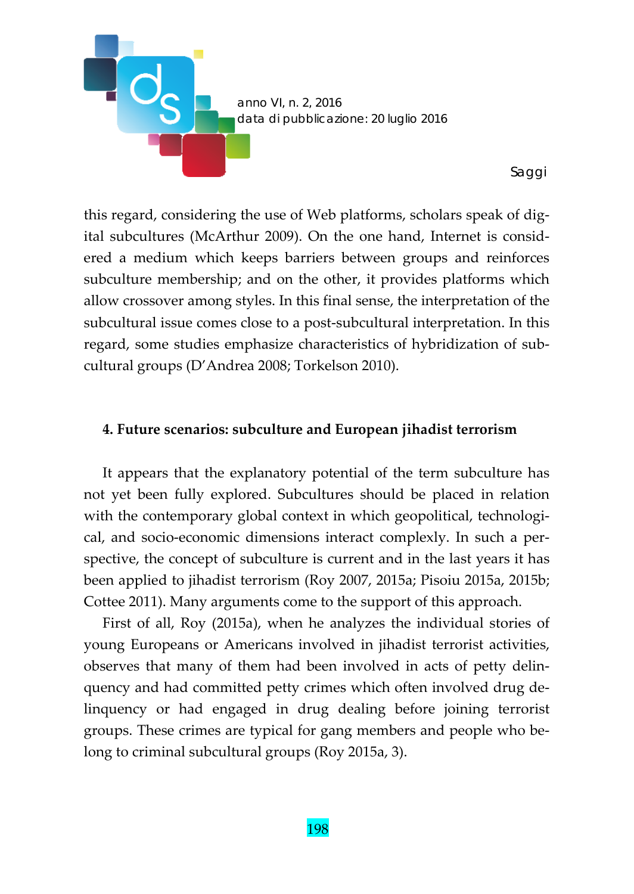this regard, considering the use of Web platforms, scholars speak of digital subcultures (McArthur 2009). On the one hand, Internet is considered a medium which keeps barriers between groups and reinforces subculture membership; and on the other, it provides platforms which allow crossover among styles. In this final sense, the interpretation of the subcultural issue comes close to a post-subcultural interpretation. In this regard, some studies emphasize characteristics of hybridization of subcultural groups (D'Andrea 2008; Torkelson 2010).

## 4. Future scenarios: subculture and European jihadist terrorism

It appears that the explanatory potential of the term subculture has not yet been fully explored. Subcultures should be placed in relation with the contemporary global context in which geopolitical, technological, and socio-economic dimensions interact complexly. In such a perspective, the concept of subculture is current and in the last years it has been applied to jihadist terrorism (Roy 2007, 2015a; Pisoiu 2015a, 2015b; Cottee 2011). Many arguments come to the support of this approach.

First of all, Roy (2015a), when he analyzes the individual stories of young Europeans or Americans involved in jihadist terrorist activities, observes that many of them had been involved in acts of petty delinquency and had committed petty crimes which often involved drug delinquency or had engaged in drug dealing before joining terrorist groups. These crimes are typical for gang members and people who belong to criminal subcultural groups (Roy 2015a, 3).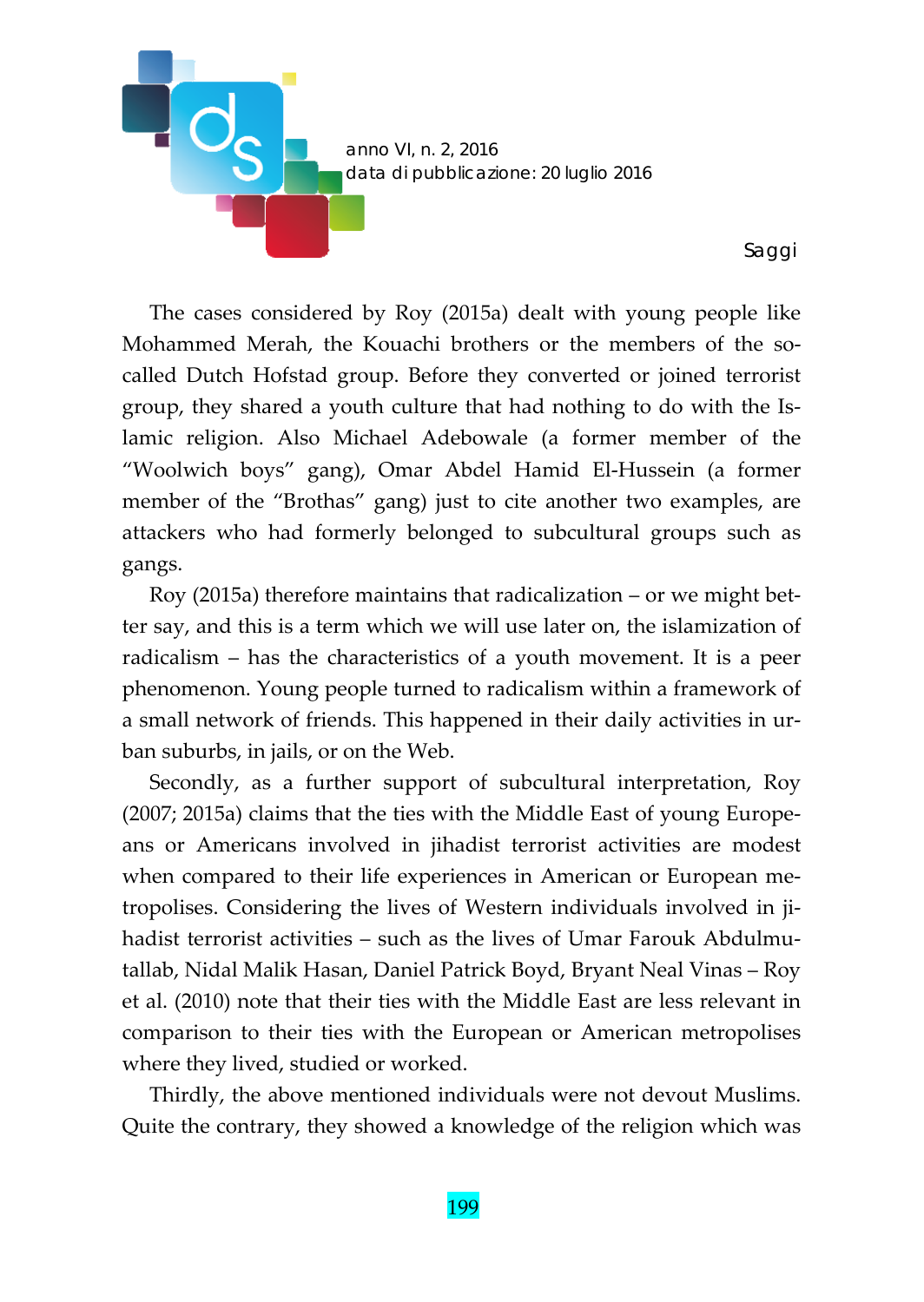The cases considered by Roy (2015a) dealt with young people like Mohammed Merah, the Kouachi brothers or the members of the so-called Dutch Hofstad group. Before they converted or joined terrorist group, they shared a youth culture that had nothing to do with the Islamic religion. Also Michael Adebowale (a former member of the "Woolwich boys" gang), Omar Abdel Hamid El-Hussein (a former member of the "Brothas" gang) just to cite another two examples, are attackers who had formerly belonged to subcultural groups such as gangs.

Roy (2015a) therefore maintains that radicalization – or we might better say, and this is a term which we will use later on, the islamization of radicalism – has the characteristics of a youth movement. It is a peer phenomenon. Young people turned to radicalism within a framework of a small network of friends. This happened in their daily activities in urban suburbs, in jails, or on the Web.

Secondly, as a further support of subcultural interpretation, Roy (2007; 2015a) claims that the ties with the Middle East of young Europeans or Americans involved in jihadist terrorist activities are modest when compared to their life experiences in American or European metropolises. Considering the lives of Western individuals involved in jihadist terrorist activities – such as the lives of Umar Farouk Abdulmutallab, Nidal Malik Hasan, Daniel Patrick Boyd, Bryant Neal Vinas – Roy et al. (2010) note that their ties with the Middle East are less relevant in comparison to their ties with the European or American metropolises where they lived, studied or worked.

Thirdly, the above mentioned individuals were not devout Muslims. Quite the contrary, they showed a knowledge of the religion which was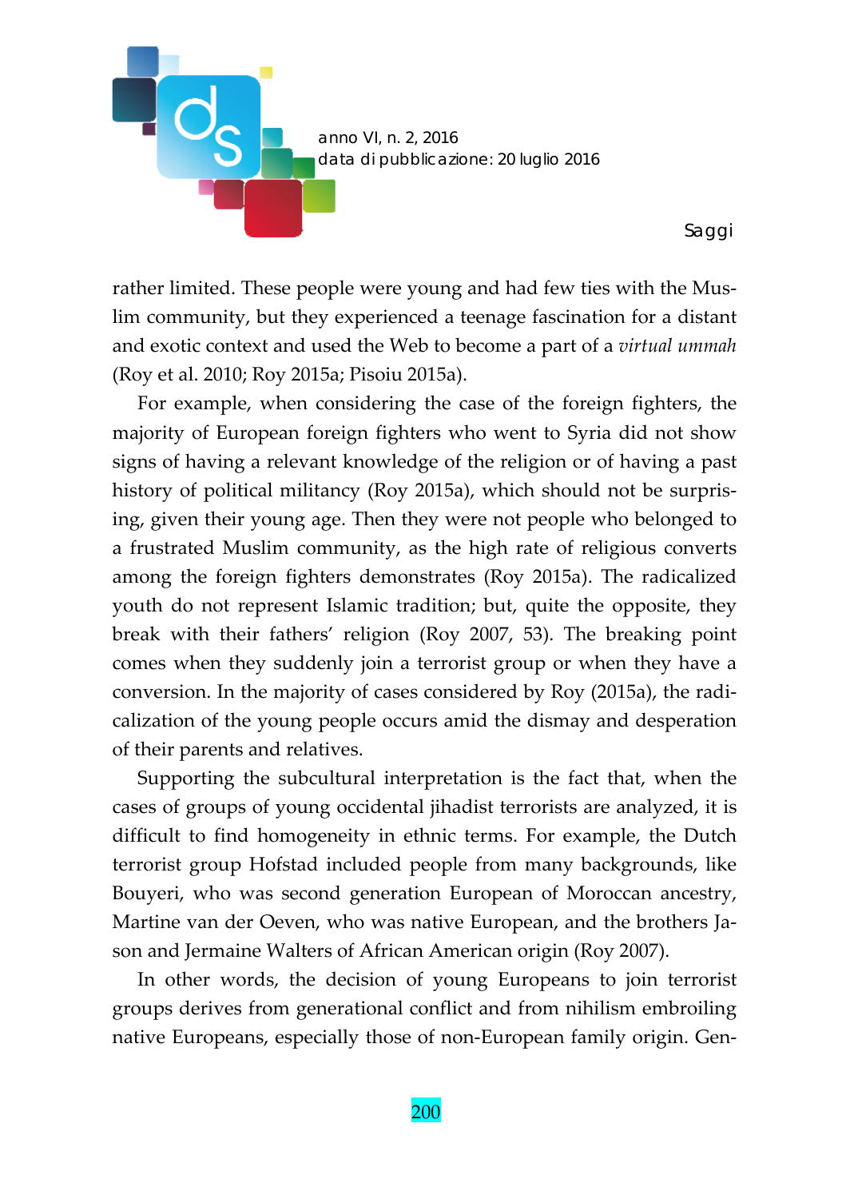rather limited. These people were young and had few ties with the Muslim community, but they experienced a teenage fascination for a distant and exotic context and used the Web to become a part of a *virtual ummah* (Roy et al. 2010; Roy 2015a; Pisoiu 2015a).

For example, when considering the case of the foreign fighters, the majority of European foreign fighters who went to Syria did not show signs of having a relevant knowledge of the religion or of having a past history of political militancy (Roy 2015a), which should not be surprising, given their young age. Then they were not people who belonged to a frustrated Muslim community, as the high rate of religious converts among the foreign fighters demonstrates (Roy 2015a). The radicalized youth do not represent Islamic tradition; but, quite the opposite, they break with their fathers' religion (Roy 2007, 53). The breaking point comes when they suddenly join a terrorist group or when they have a conversion. In the majority of cases considered by Roy (2015a), the radicalization of the young people occurs amid the dismay and desperation of their parents and relatives.

Supporting the subcultural interpretation is the fact that, when the cases of groups of young occidental jihadist terrorists are analyzed, it is difficult to find homogeneity in ethnic terms. For example, the Dutch terrorist group Hofstad included people from many backgrounds, like Bouyeri, who was second generation European of Moroccan ancestry, Martine van der Oeven, who was native European, and the brothers Jason and Jermaine Walters of African American origin (Roy 2007).

In other words, the decision of young Europeans to join terrorist groups derives from generational conflict and from nihilism embroiling native Europeans, especially those of non-European family origin. Gen-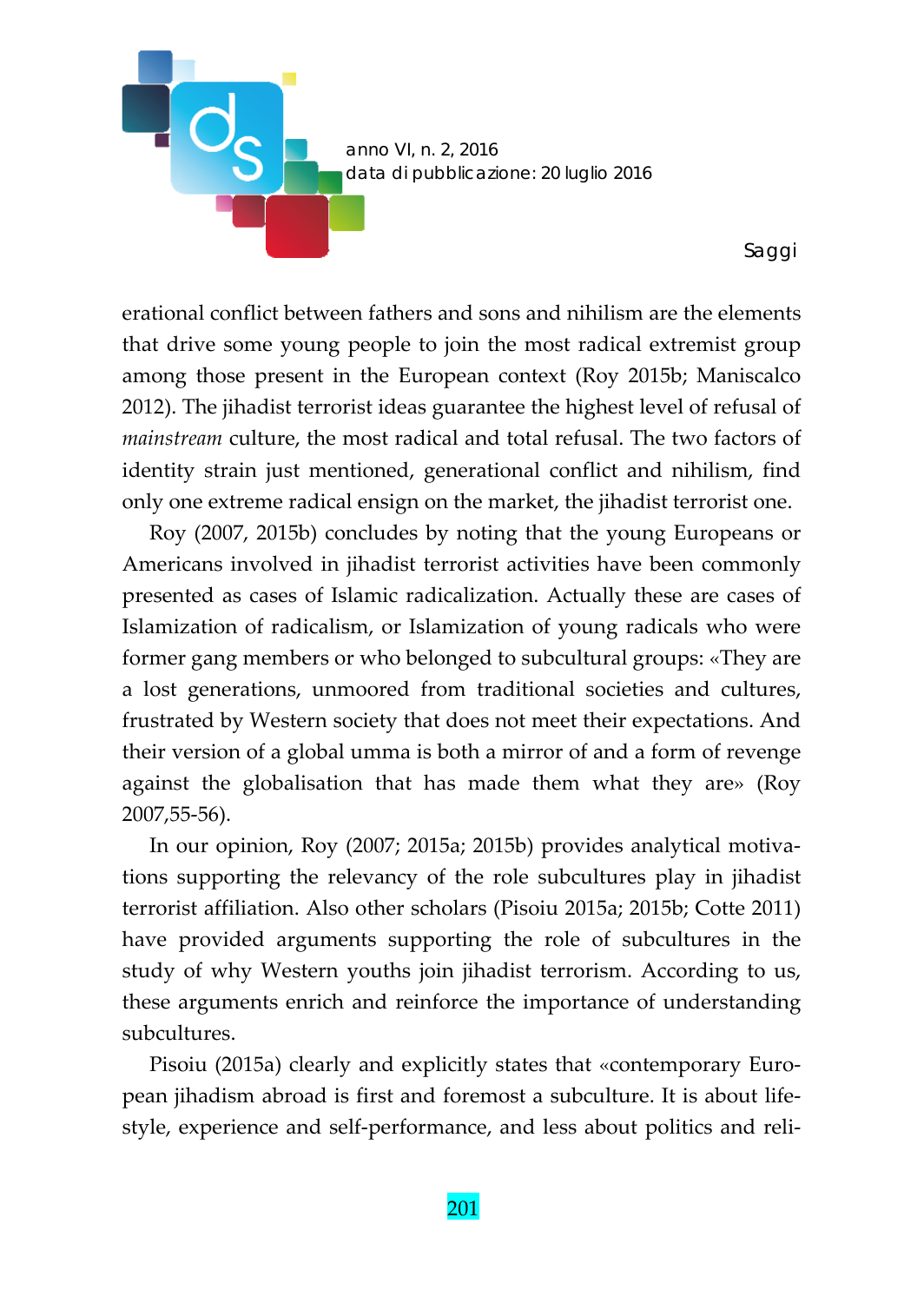erational conflict between fathers and sons and nihilism are the elements that drive some young people to join the most radical extremist group among those present in the European context (Roy 2015b; Maniscalco 2012). The jihadist terrorist ideas guarantee the highest level of refusal of *mainstream* culture, the most radical and total refusal. The two factors of identity strain just mentioned, generational conflict and nihilism, find only one extreme radical ensign on the market, the jihadist terrorist one.

Roy (2007, 2015b) concludes by noting that the young Europeans or Americans involved in jihadist terrorist activities have been commonly presented as cases of Islamic radicalization. Actually these are cases of Islamization of radicalism, or Islamization of young radicals who were former gang members or who belonged to subcultural groups: «They are a lost generations, unmoored from traditional societies and cultures, frustrated by Western society that does not meet their expectations. And their version of a global umma is both a mirror of and a form of revenge against the globalisation that has made them what they are» (Roy 2007,55-56).

In our opinion, Roy (2007; 2015a; 2015b) provides analytical motivations supporting the relevancy of the role subcultures play in jihadist terrorist affiliation. Also other scholars (Pisoiu 2015a; 2015b; Cotte 2011) have provided arguments supporting the role of subcultures in the study of why Western youths join jihadist terrorism. According to us, these arguments enrich and reinforce the importance of understanding subcultures.

Pisoiu (2015a) clearly and explicitly states that «contemporary European jihadism abroad is first and foremost a subculture. It is about lifestyle, experience and self-performance, and less about politics and reli-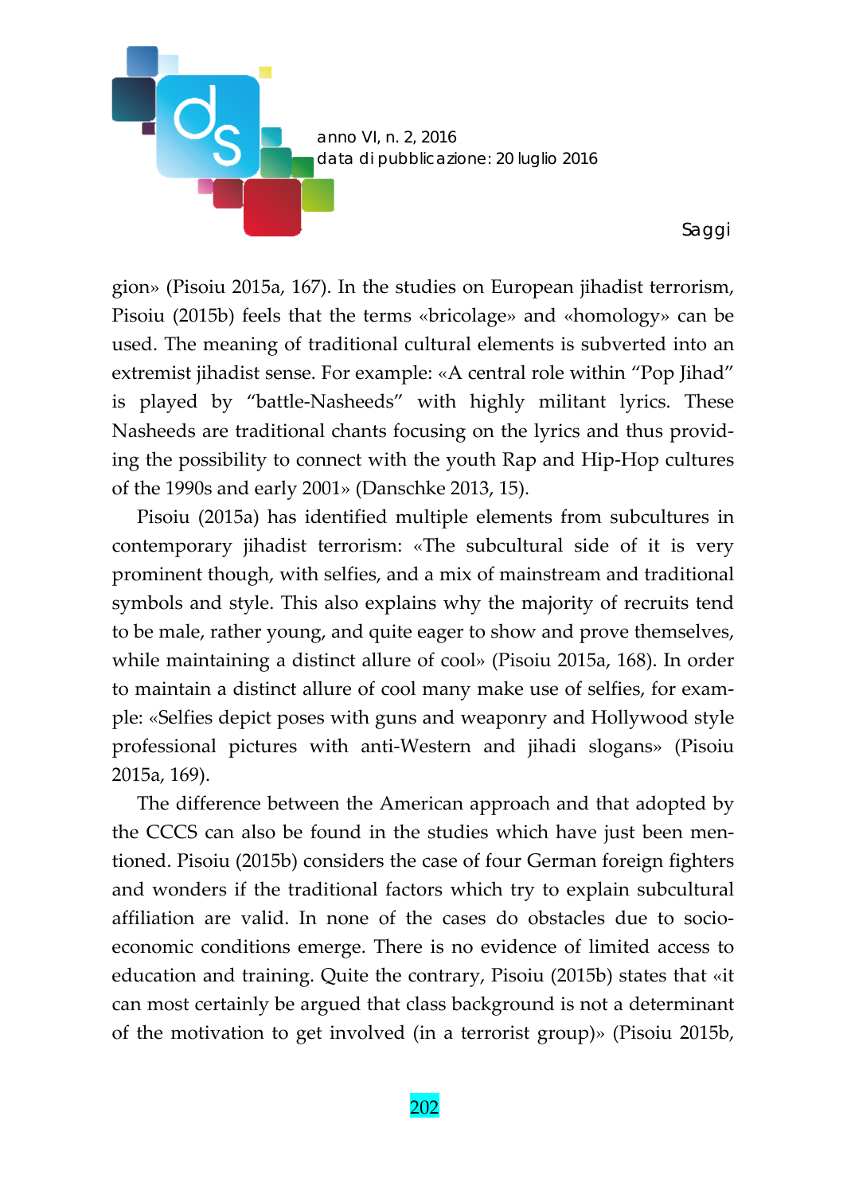gion» (Pisoiu 2015a, 167). In the studies on European jihadist terrorism, Pisoiu (2015b) feels that the terms «bricolage» and «homology» can be used. The meaning of traditional cultural elements is subverted into an extremist jihadist sense. For example: «A central role within "Pop Jihad" is played by "battle-Nasheeds" with highly militant lyrics. These Nasheeds are traditional chants focusing on the lyrics and thus providing the possibility to connect with the youth Rap and Hip-Hop cultures of the 1990s and early 2001» (Danschke 2013, 15).

Pisoiu (2015a) has identified multiple elements from subcultures in contemporary jihadist terrorism: «The subcultural side of it is very prominent though, with selfies, and a mix of mainstream and traditional symbols and style. This also explains why the majority of recruits tend to be male, rather young, and quite eager to show and prove themselves, while maintaining a distinct allure of cool» (Pisoiu 2015a, 168). In order to maintain a distinct allure of cool many make use of selfies, for example: «Selfies depict poses with guns and weaponry and Hollywood style professional pictures with anti-Western and jihadi slogans» (Pisoiu 2015a, 169).

The difference between the American approach and that adopted by the CCCS can also be found in the studies which have just been mentioned. Pisoiu (2015b) considers the case of four German foreign fighters and wonders if the traditional factors which try to explain subcultural affiliation are valid. In none of the cases do obstacles due to socio-economic conditions emerge. There is no evidence of limited access to education and training. Quite the contrary, Pisoiu (2015b) states that «it can most certainly be argued that class background is not a determinant of the motivation to get involved (in a terrorist group)» (Pisoiu 2015b,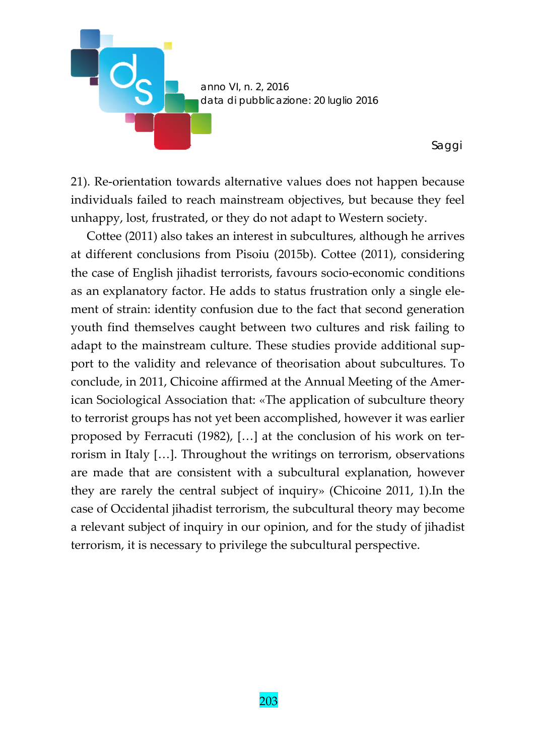21). Re-orientation towards alternative values does not happen because individuals failed to reach mainstream objectives, but because they feel unhappy, lost, frustrated, or they do not adapt to Western society.

Cottee (2011) also takes an interest in subcultures, although he arrives at different conclusions from Pisoiu (2015b). Cottee (2011), considering the case of English jihadist terrorists, favours socio-economic conditions as an explanatory factor. He adds to status frustration only a single element of strain: identity confusion due to the fact that second generation youth find themselves caught between two cultures and risk failing to adapt to the mainstream culture. These studies provide additional support to the validity and relevance of theorisation about subcultures. To conclude, in 2011, Chicoine affirmed at the Annual Meeting of the American Sociological Association that: «The application of subculture theory to terrorist groups has not yet been accomplished, however it was earlier proposed by Ferracuti (1982), […] at the conclusion of his work on terrorism in Italy […]. Throughout the writings on terrorism, observations are made that are consistent with a subcultural explanation, however they are rarely the central subject of inquiry» (Chicoine 2011, 1).In the case of Occidental jihadist terrorism, the subcultural theory may become a relevant subject of inquiry in our opinion, and for the study of jihadist terrorism, it is necessary to privilege the subcultural perspective.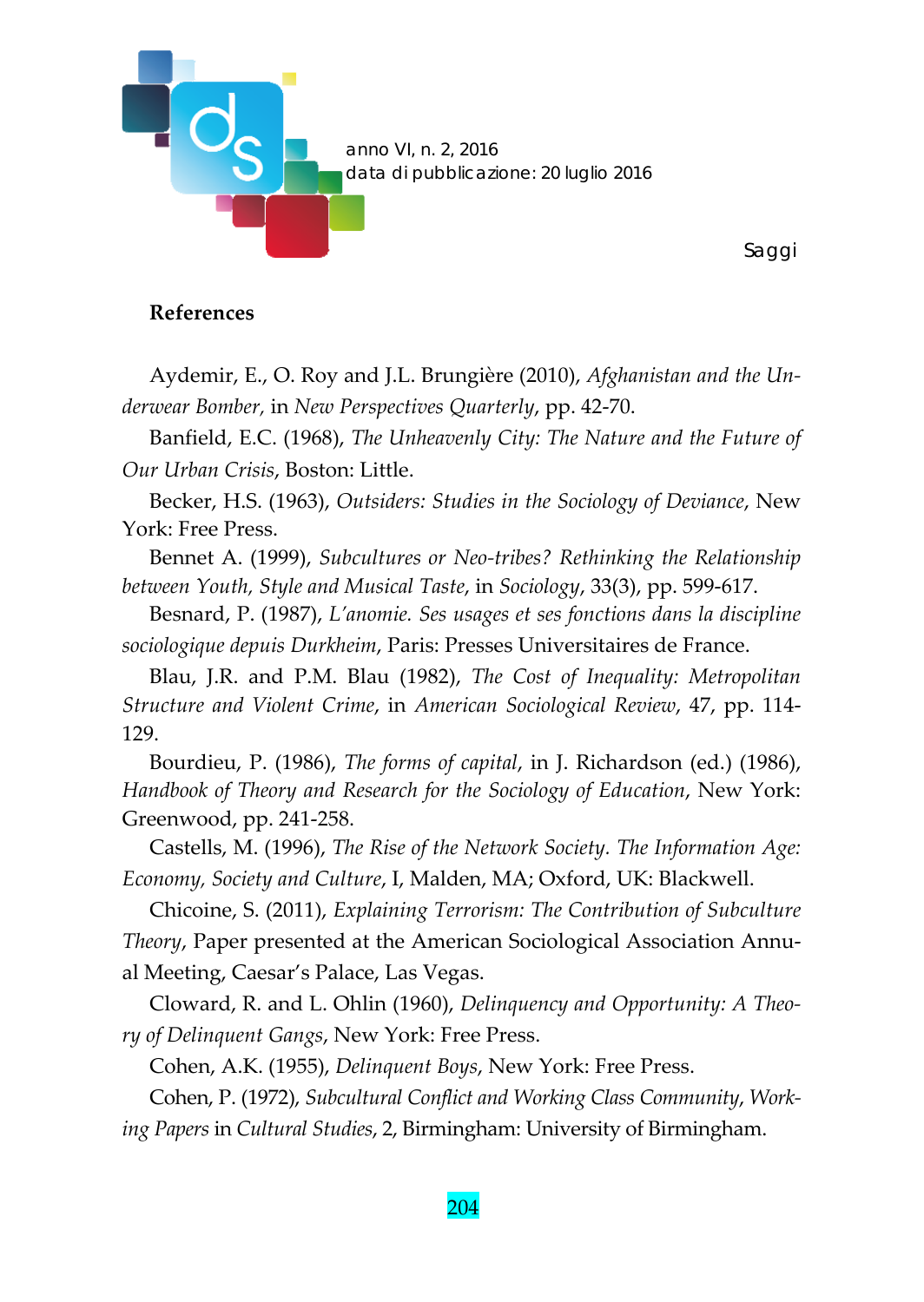**References**

Aydemir, E., O. Roy and J.L. Brungière (2010), *Afghanistan and the Underwear Bomber*, in *New Perspectives Quarterly*, pp. 42-70.

Banfield, E.C. (1968), *The Unheavenly City: The Nature and the Future of Our Urban Crisis*, Boston: Little.

Becker, H.S. (1963), *Outsiders: Studies in the Sociology of Deviance*, New York: Free Press.

Bennet A. (1999), *Subcultures or Neo-tribes? Rethinking the Relationship between Youth, Style and Musical Taste*, in *Sociology*, 33(3), pp. 599-617.

Besnard, P. (1987), *L'anomie. Ses usages et ses fonctions dans la discipline sociologique depuis Durkheim*, Paris: Presses Universitaires de France.

Blau, J.R. and P.M. Blau (1982), *The Cost of Inequality: Metropolitan Structure and Violent Crime*, in *American Sociological Review*, 47, pp. 114-129.

Bourdieu, P. (1986), *The forms of capital*, in J. Richardson (ed.) (1986), *Handbook of Theory and Research for the Sociology of Education*, New York: Greenwood, pp. 241-258.

Castells, M. (1996), *The Rise of the Network Society. The Information Age: Economy, Society and Culture*, I, Malden, MA; Oxford, UK: Blackwell.

Chicoine, S. (2011), *Explaining Terrorism: The Contribution of Subculture Theory*, Paper presented at the American Sociological Association Annual Meeting, Caesar's Palace, Las Vegas.

Cloward, R. and L. Ohlin (1960), *Delinquency and Opportunity: A Theory of Delinquent Gangs*, New York: Free Press.

Cohen, A.K. (1955), *Delinquent Boys*, New York: Free Press.

Cohen, P. (1972), *Subcultural Conflict and Working Class Community*, *Working Papers* in *Cultural Studies*, 2, Birmingham: University of Birmingham.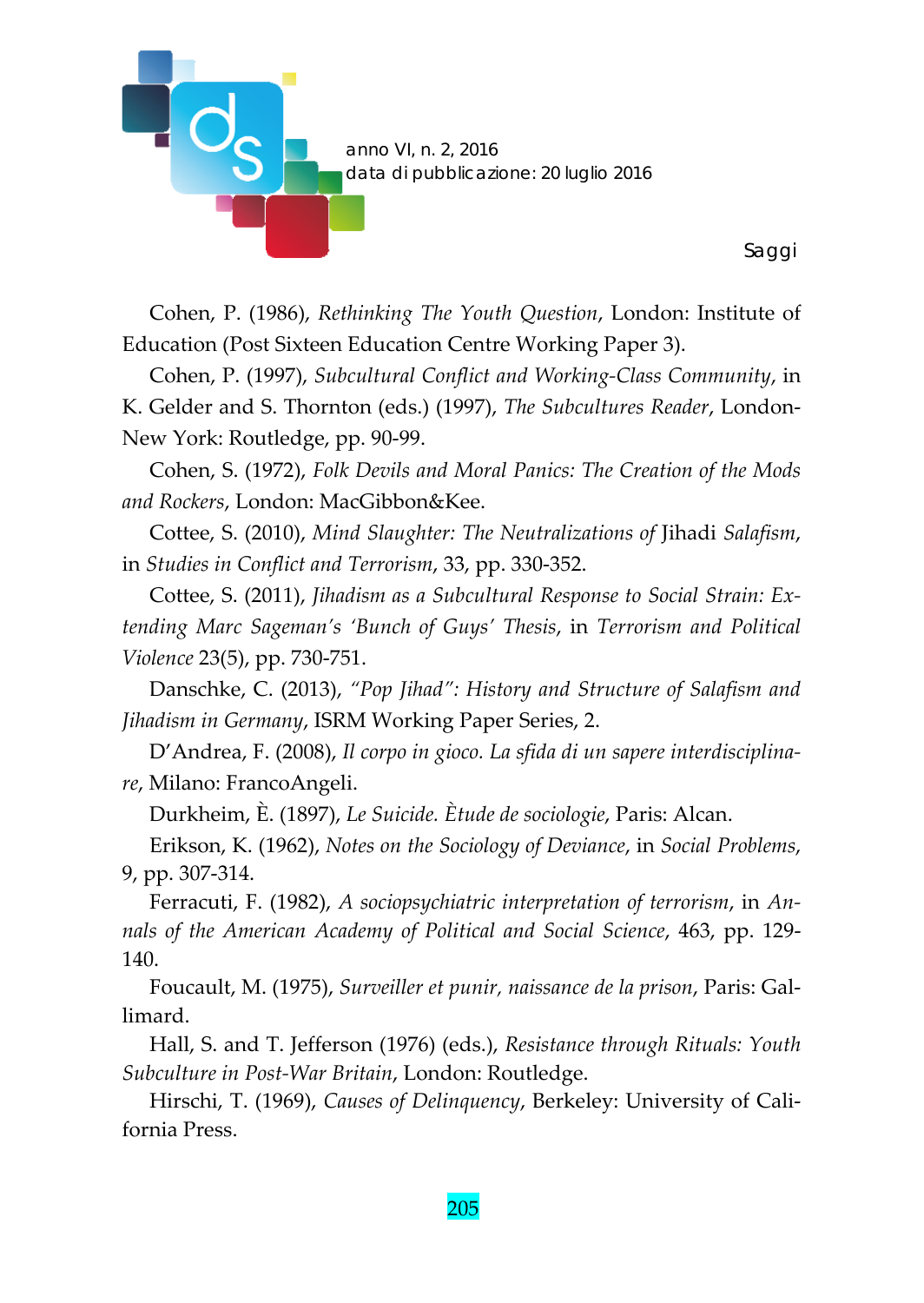Cohen, P. (1986), *Rethinking The Youth Question*, London: Institute of Education (Post Sixteen Education Centre Working Paper 3).

Cohen, P. (1997), *Subcultural Conflict and Working-Class Community*, in K. Gelder and S. Thornton (eds.) (1997), *The Subcultures Reader*, London-New York: Routledge, pp. 90-99.

Cohen, S. (1972), *Folk Devils and Moral Panics: The Creation of the Mods and Rockers*, London: MacGibbon&Kee.

Cottee, S. (2010), *Mind Slaughter: The Neutralizations of* Jihadi *Salafism*, in *Studies in Conflict and Terrorism*, 33, pp. 330-352.

Cottee, S. (2011), *Jihadism as a Subcultural Response to Social Strain: Extending Marc Sageman's 'Bunch of Guys' Thesis*, in *Terrorism and Political Violence* 23(5), pp. 730-751.

Danschke, C. (2013), *"Pop Jihad": History and Structure of Salafism and Jihadism in Germany*, ISRM Working Paper Series, 2.

D'Andrea, F. (2008), *Il corpo in gioco. La sfida di un sapere interdisciplinare*, Milano: FrancoAngeli.

Durkheim, È. (1897), *Le Suicide. Ètude de sociologie*, Paris: Alcan.

Erikson, K. (1962), *Notes on the Sociology of Deviance*, in *Social Problems*, 9, pp. 307-314.

Ferracuti, F. (1982), *A sociopsychiatric interpretation of terrorism*, in *Annals of the American Academy of Political and Social Science*, 463, pp. 129-140.

Foucault, M. (1975), *Surveiller et punir, naissance de la prison*, Paris: Gallimard.

Hall, S. and T. Jefferson (1976) (eds.), *Resistance through Rituals: Youth Subculture in Post-War Britain*, London: Routledge.

Hirschi, T. (1969), *Causes of Delinquency*, Berkeley: University of California Press.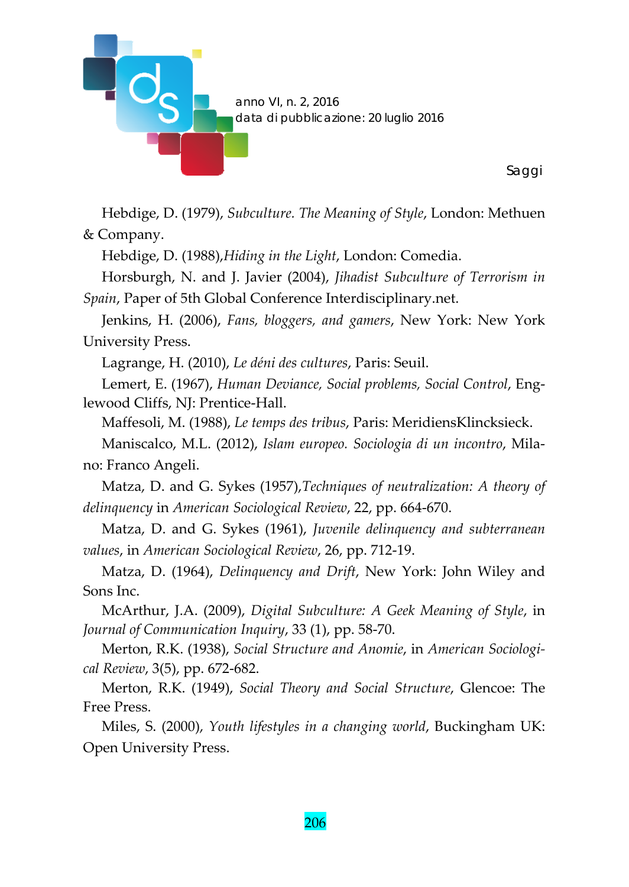Hebdige, D. (1979), *Subculture. The Meaning of Style*, London: Methuen & Company.

Hebdige, D. (1988),*Hiding in the Light*, London: Comedia.

Horsburgh, N. and J. Javier (2004), *Jihadist Subculture of Terrorism in Spain*, Paper of 5th Global Conference Interdisciplinary.net.

Jenkins, H. (2006), *Fans, bloggers, and gamers*, New York: New York University Press.

Lagrange, H. (2010), *Le déni des cultures*, Paris: Seuil.

Lemert, E. (1967), *Human Deviance, Social problems, Social Control*, Englewood Cliffs, NJ: Prentice-Hall.

Maffesoli, M. (1988), *Le temps des tribus*, Paris: MeridiensKlincksieck.

Maniscalco, M.L. (2012), *Islam europeo. Sociologia di un incontro*, Milano: Franco Angeli.

Matza, D. and G. Sykes (1957),*Techniques of neutralization: A theory of delinquency* in *American Sociological Review*, 22, pp. 664-670.

Matza, D. and G. Sykes (1961), *Juvenile delinquency and subterranean values*, in *American Sociological Review*, 26, pp. 712-19.

Matza, D. (1964), *Delinquency and Drift*, New York: John Wiley and Sons Inc.

McArthur, J.A. (2009), *Digital Subculture: A Geek Meaning of Style*, in *Journal of Communication Inquiry*, 33 (1), pp. 58-70.

Merton, R.K. (1938), *Social Structure and Anomie*, in *American Sociological Review*, 3(5), pp. 672-682.

Merton, R.K. (1949), *Social Theory and Social Structure*, Glencoe: The Free Press.

Miles, S. (2000), *Youth lifestyles in a changing world*, Buckingham UK: Open University Press.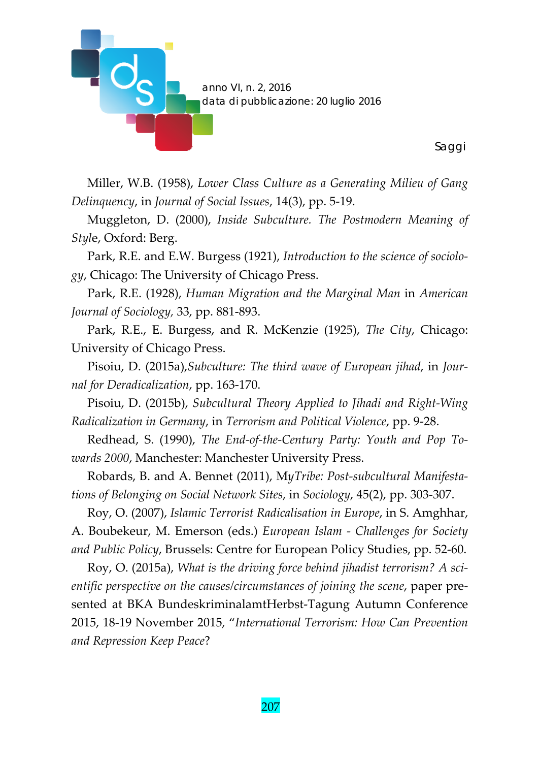Miller, W.B. (1958), *Lower Class Culture as a Generating Milieu of Gang Delinquency*, in *Journal of Social Issues*, 14(3), pp. 5-19.

Muggleton, D. (2000), *Inside Subculture. The Postmodern Meaning of Styl*e, Oxford: Berg.

Park, R.E. and E.W. Burgess (1921), *Introduction to the science of sociology*, Chicago: The University of Chicago Press.

Park, R.E. (1928), *Human Migration and the Marginal Man* in *American Journal of Sociology,* 33, pp. 881-893.

Park, R.E., E. Burgess, and R. McKenzie (1925), *The City*, Chicago: University of Chicago Press.

Pisoiu, D. (2015a),*Subculture: The third wave of European jihad*, in *Journal for Deradicalization*, pp. 163-170.

Pisoiu, D. (2015b), *Subcultural Theory Applied to Jihadi and Right-Wing Radicalization in Germany*, in *Terrorism and Political Violence*, pp. 9-28.

Redhead, S. (1990), *The End-of-the-Century Party: Youth and Pop Towards 2000*, Manchester: Manchester University Press.

Robards, B. and A. Bennet (2011), M*yTribe: Post-subcultural Manifestations of Belonging on Social Network Sites*, in *Sociology*, 45(2), pp. 303-307.

Roy, O. (2007), *Islamic Terrorist Radicalisation in Europe*, in S. Amghhar, A. Boubekeur, M. Emerson (eds.) *European Islam - Challenges for Society and Public Policy*, Brussels: Centre for European Policy Studies, pp. 52-60.

Roy, O. (2015a), *What is the driving force behind jihadist terrorism? A scientific perspective on the causes/circumstances of joining the scene*, paper presented at BKA BundeskriminalamtHerbst-Tagung Autumn Conference 2015, 18-19 November 2015, "*International Terrorism: How Can Prevention and Repression Keep Peace*?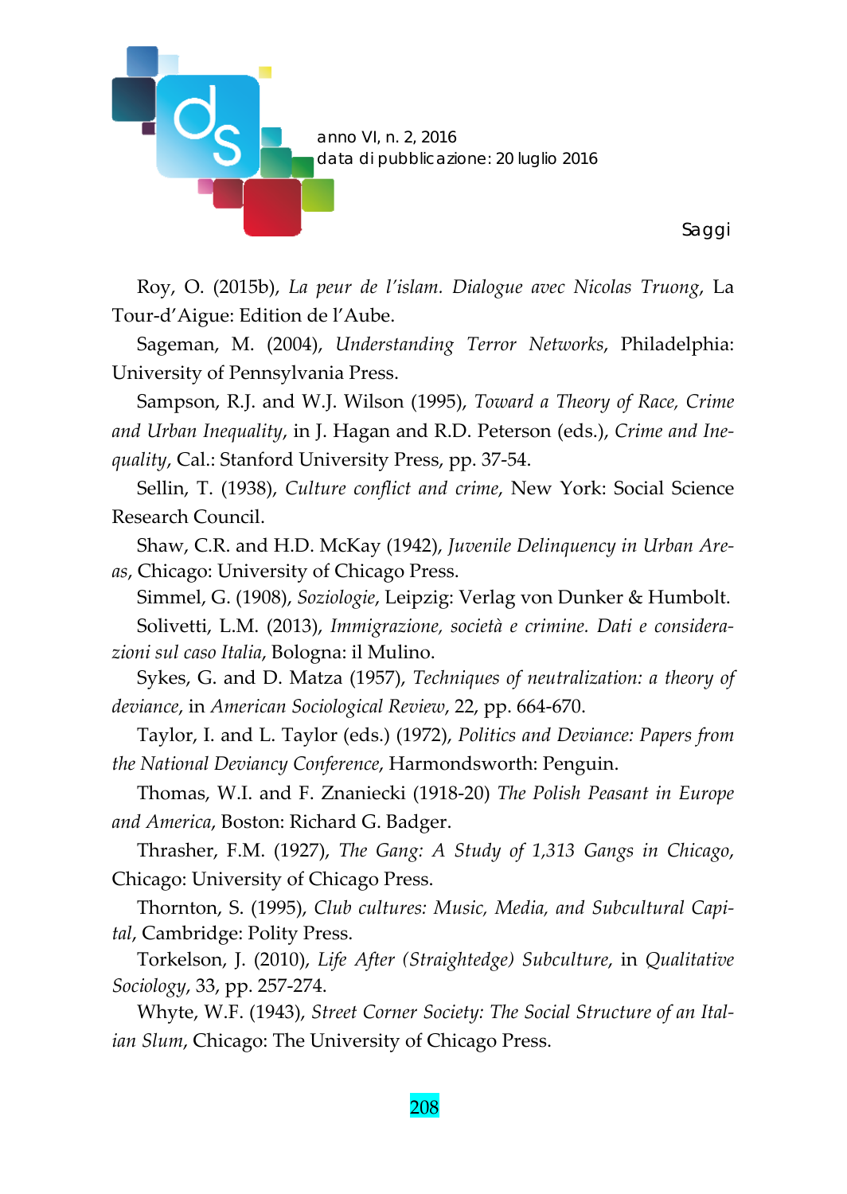Roy, O. (2015b), *La peur de l'islam. Dialogue avec Nicolas Truong*, La Tour-d'Aigue: Edition de l'Aube.

Sageman, M. (2004), *Understanding Terror Networks*, Philadelphia: University of Pennsylvania Press.

Sampson, R.J. and W.J. Wilson (1995), *Toward a Theory of Race, Crime and Urban Inequality*, in J. Hagan and R.D. Peterson (eds.), *Crime and Inequality*, Cal.: Stanford University Press, pp. 37-54.

Sellin, T. (1938), *Culture conflict and crime*, New York: Social Science Research Council.

Shaw, C.R. and H.D. McKay (1942), *Juvenile Delinquency in Urban Areas*, Chicago: University of Chicago Press.

Simmel, G. (1908), *Soziologie*, Leipzig: Verlag von Dunker & Humbolt.

Solivetti, L.M. (2013), *Immigrazione, società e crimine. Dati e considerazioni sul caso Italia*, Bologna: il Mulino.

Sykes, G. and D. Matza (1957), *Techniques of neutralization: a theory of deviance*, in *American Sociological Review*, 22, pp. 664-670.

Taylor, I. and L. Taylor (eds.) (1972), *Politics and Deviance: Papers from the National Deviancy Conference*, Harmondsworth: Penguin.

Thomas, W.I. and F. Znaniecki (1918-20) *The Polish Peasant in Europe and America*, Boston: Richard G. Badger.

Thrasher, F.M. (1927), *The Gang: A Study of 1,313 Gangs in Chicago*, Chicago: University of Chicago Press.

Thornton, S. (1995), *Club cultures: Music, Media, and Subcultural Capital*, Cambridge: Polity Press.

Torkelson, J. (2010), *Life After (Straightedge) Subculture*, in *Qualitative Sociology*, 33, pp. 257-274.

Whyte, W.F. (1943), *Street Corner Society: The Social Structure of an Italian Slum*, Chicago: The University of Chicago Press.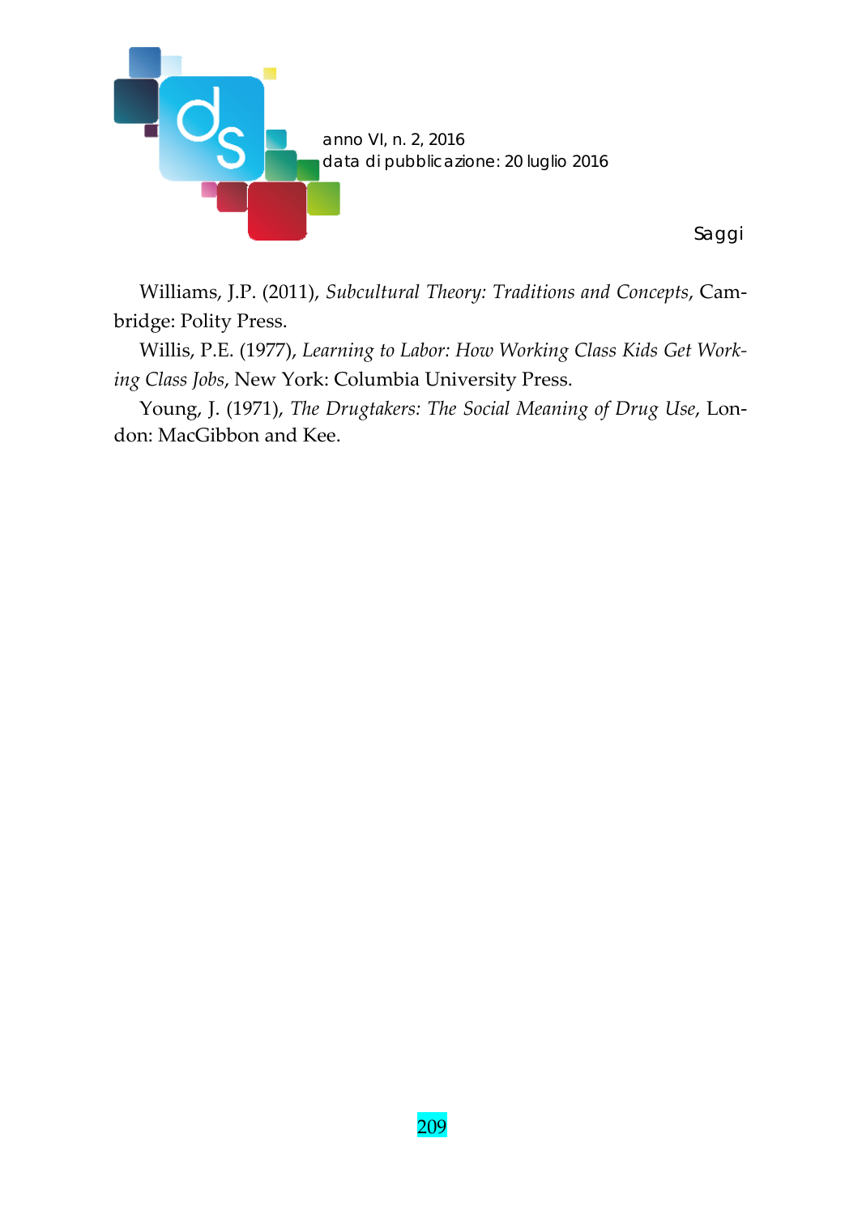Williams, J.P. (2011), *Subcultural Theory: Traditions and Concepts*, Cambridge: Polity Press.

Willis, P.E. (1977), *Learning to Labor: How Working Class Kids Get Working Class Jobs*, New York: Columbia University Press.

Young, J. (1971), *The Drugtakers: The Social Meaning of Drug Use*, London: MacGibbon and Kee.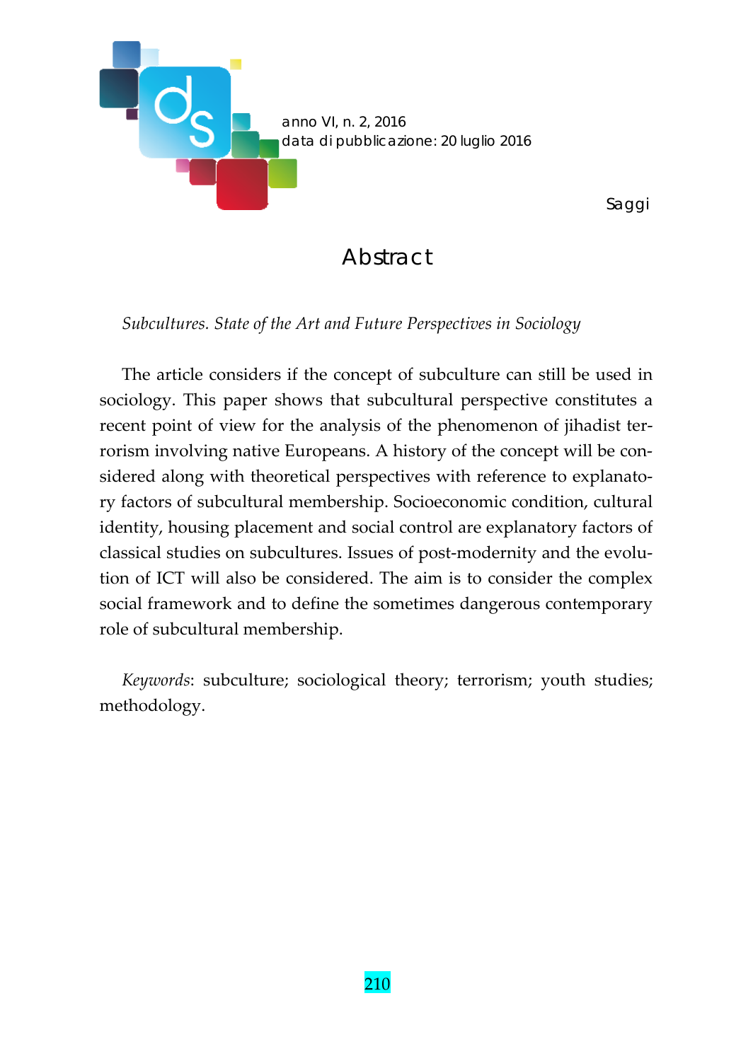# Abstract

*Subcultures. State of the Art and Future Perspectives in Sociology*

The article considers if the concept of subculture can still be used in sociology. This paper shows that subcultural perspective constitutes a recent point of view for the analysis of the phenomenon of jihadist terrorism involving native Europeans. A history of the concept will be considered along with theoretical perspectives with reference to explanatory factors of subcultural membership. Socioeconomic condition, cultural identity, housing placement and social control are explanatory factors of classical studies on subcultures. Issues of post-modernity and the evolution of ICT will also be considered. The aim is to consider the complex social framework and to define the sometimes dangerous contemporary role of subcultural membership.

*Keywords*: subculture; sociological theory; terrorism; youth studies; methodology.